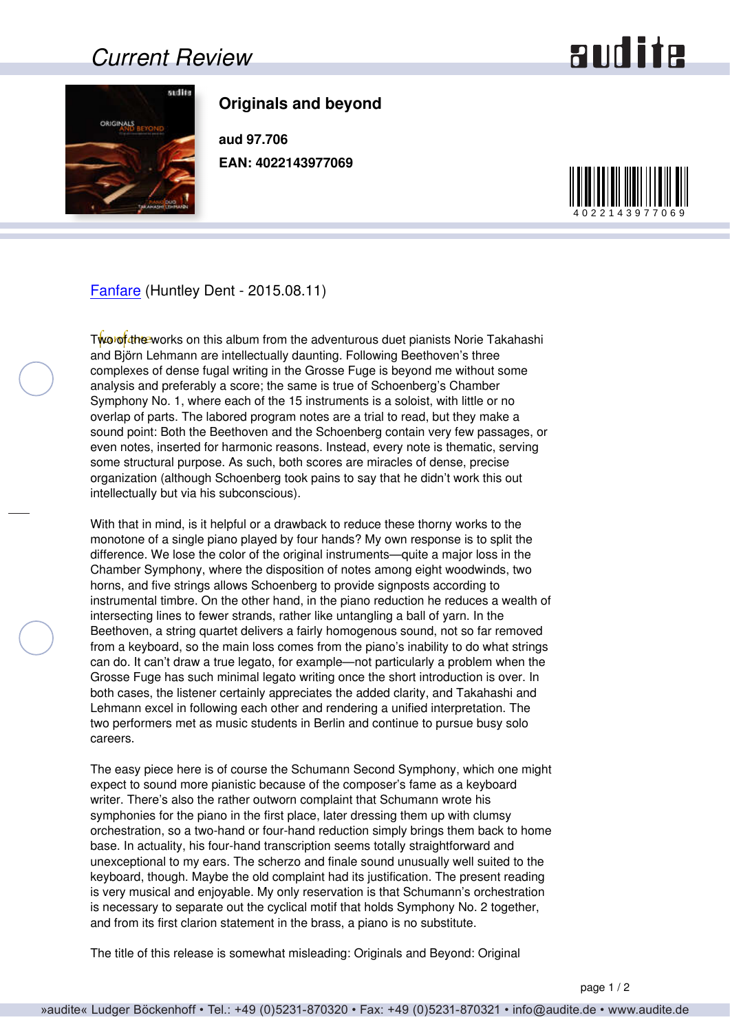## Current Review

### Originals and beyond

**aud 97.706**

**EAN: 4022143977069**

Fanfare (Huntley Dent - 2015.08.11)

Two of the works on this album from the adventurous duet pianists Norie Takahashi and Björn Lehmann are intellectually daunting. Following Beethoven's three complexes of dense fugal writing in the Grosse Fuge is beyond me without some analysis and preferably a score; the same is true of Schoenberg's Chamber Symphony No. 1, where each of the 15 instruments is a soloist, with little or no overlap of parts. The labored program notes are a trial to read, but they make a sound point: Both the Beethoven and the Schoenberg contain very few passages, or even notes, inserted for harmonic reasons. Instead, every note is thematic, serving some structural purpose. As such, both scores are miracles of dense, precise organization (although Schoenberg took pains to say that he didn't work this out intellectually but via his subconscious).

With that in mind, is it helpful or a drawback to reduce these thorny works to the monotone of a single piano played by four hands? My own response is to split the difference. We lose the color of the original instruments—quite a major loss in the Chamber Symphony, where the disposition of notes among eight woodwinds, two horns, and five strings allows Schoenberg to provide signposts according to instrumental timbre. On the other hand, in the piano reduction he reduces a wealth of intersecting lines to fewer strands, rather like untangling a ball of yarn. In the Beethoven, a string quartet delivers a fairly homogenous sound, not so far removed from a keyboard, so the main loss comes from the piano's inability to do what strings can do. It can't draw a true legato, for example—not particularly a problem when the Grosse Fuge has such minimal legato writing once the short introduction is over. In both cases, the listener certainly appreciates the added clarity, and Takahashi and Lehmann excel in following each other and rendering a unified interpretation. The two performers met as music students in Berlin and continue to pursue busy solo careers.

The easy piece here is of course the Schumann Second Symphony, which one might expect to sound more pianistic because of the composer's fame as a keyboard writer. There's also the rather outworn complaint that Schumann wrote his symphonies for the piano in the first place, later dressing them up with clumsy orchestration, so a two-hand or four-hand reduction simply brings them back to home base. In actuality, his four-hand transcription seems totally straightforward and unexceptional to my ears. The scherzo and finale sound unusually well suited to the keyboard, though. Maybe the old complaint had its justification. The present reading is very musical and enjoyable. My only reservation is that Schumann's orchestration is necessary to separate out the cyclical motif that holds Symphony No. 2 together, and from its first clarion statement in the brass, a piano is no substitute.

The title of this release is somewhat misleading: Originals and Beyond: Original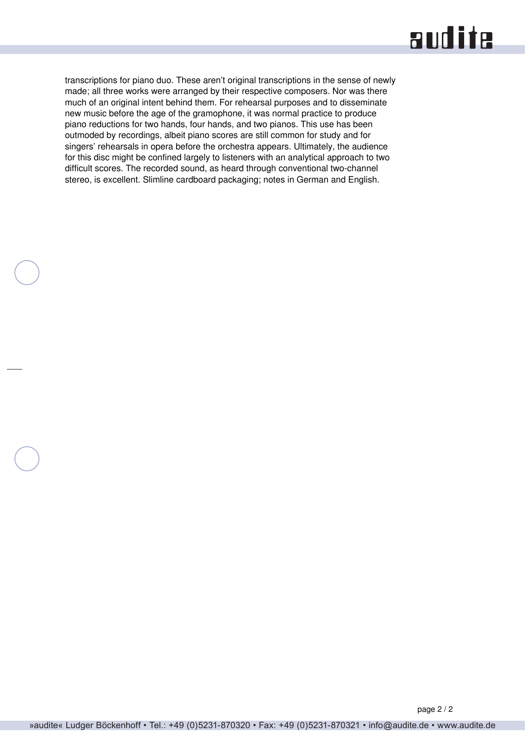transcriptions for piano duo. These aren't original transcriptions in the sense of newly made; all three works were arranged by their respective composers. Nor was there much of an original intent behind them. For rehearsal purposes and to disseminate new music before the age of the gramophone, it was normal practice to produce piano reductions for two hands, four hands, and two pianos. This use has been outmoded by recordings, albeit piano scores are still common for study and for singers' rehearsals in opera before the orchestra appears. Ultimately, the audience for this disc might be confined largely to listeners with an analytical approach to two difficult scores. The recorded sound, as heard through conventional two-channel stereo, is excellent. Slimline cardboard packaging; notes in German and English.